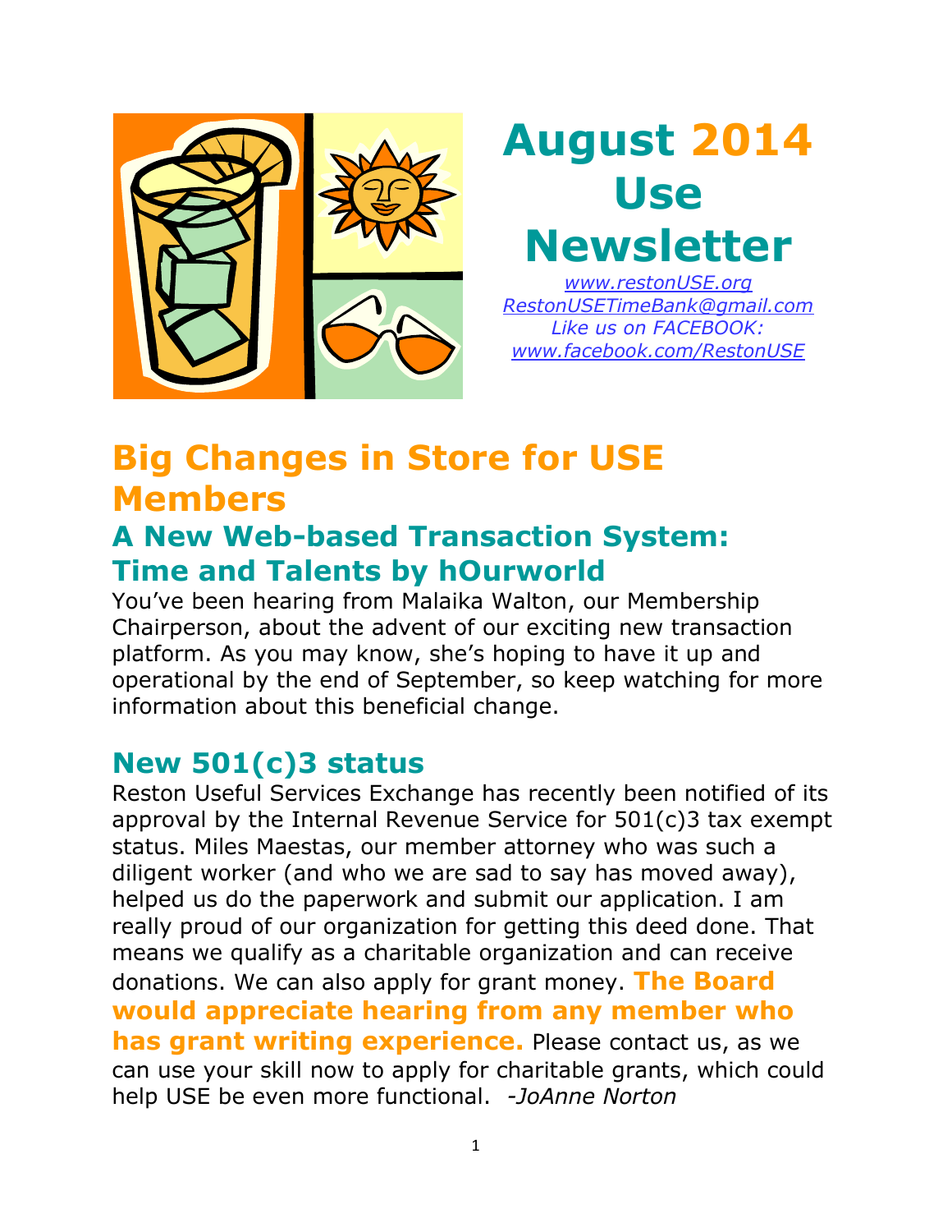# August 2014 Use Newsletter

*www.restonUSE.org*
*RestonUSETimeBank@gmail.com*
*Like us on FACEBOOK:*
*www.facebook.com/RestonUSE*

# Big Changes in Store for USE Members

## A New Web-based Transaction System: Time and Talents by hOurworld

You've been hearing from Malaika Walton, our Membership Chairperson, about the advent of our exciting new transaction platform. As you may know, she's hoping to have it up and operational by the end of September, so keep watching for more information about this beneficial change.

## New 501(c)3 status

Reston Useful Services Exchange has recently been notified of its approval by the Internal Revenue Service for 501(c)3 tax exempt status. Miles Maestas, our member attorney who was such a diligent worker (and who we are sad to say has moved away), helped us do the paperwork and submit our application. I am really proud of our organization for getting this deed done. That means we qualify as a charitable organization and can receive donations. We can also apply for grant money. **The Board would appreciate hearing from any member who has grant writing experience.** Please contact us, as we can use your skill now to apply for charitable grants, which could help USE be even more functional. *-JoAnne Norton*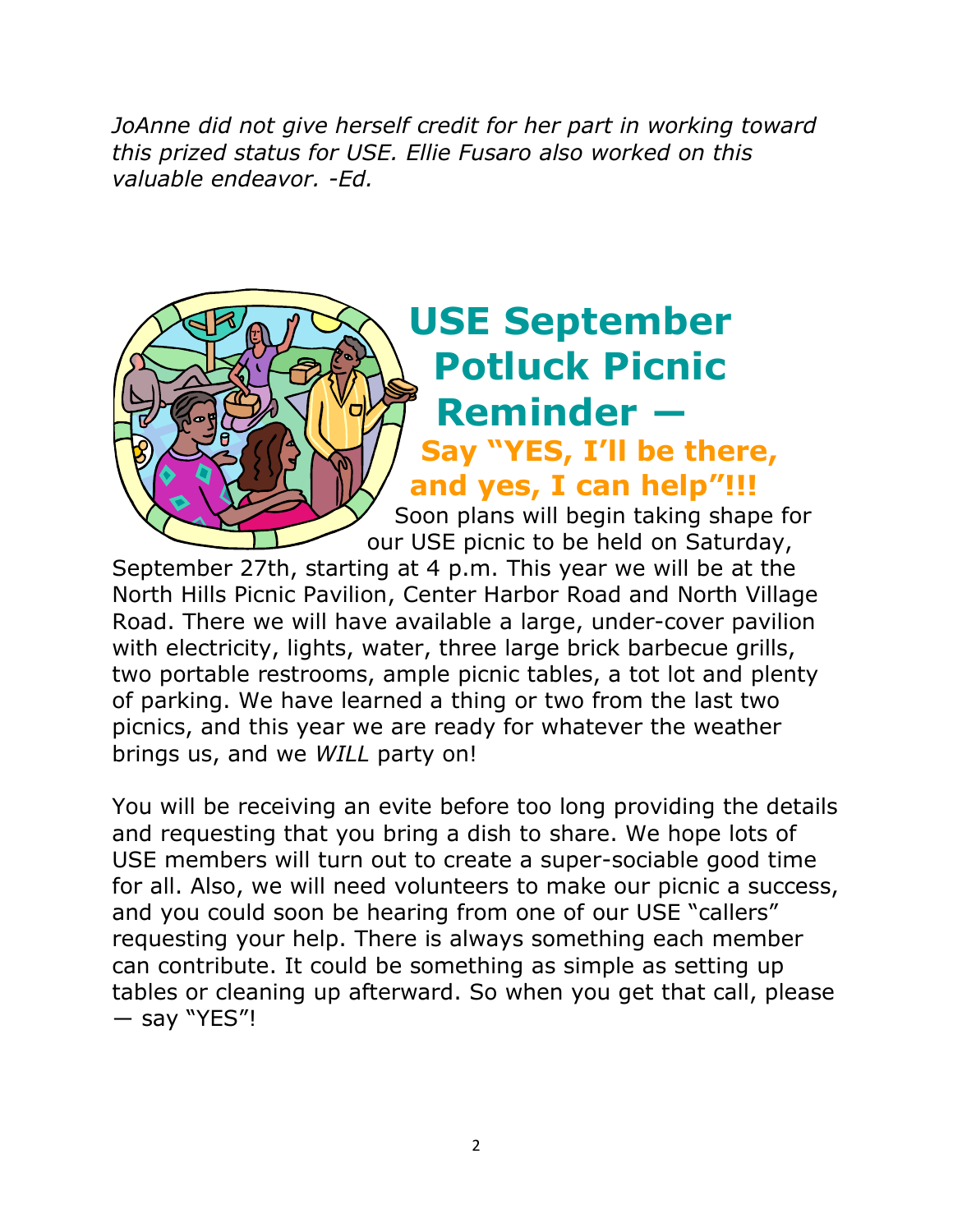*JoAnne did not give herself credit for her part in working toward this prized status for USE. Ellie Fusaro also worked on this valuable endeavor. -Ed.*

# USE September Potluck Picnic Reminder —

## Say "YES, I'll be there, and yes, I can help"!!!

Soon plans will begin taking shape for our USE picnic to be held on Saturday, September 27th, starting at 4 p.m. This year we will be at the North Hills Picnic Pavilion, Center Harbor Road and North Village Road. There we will have available a large, under-cover pavilion with electricity, lights, water, three large brick barbecue grills, two portable restrooms, ample picnic tables, a tot lot and plenty of parking. We have learned a thing or two from the last two picnics, and this year we are ready for whatever the weather brings us, and we *WILL* party on!

You will be receiving an evite before too long providing the details and requesting that you bring a dish to share. We hope lots of USE members will turn out to create a super-sociable good time for all. Also, we will need volunteers to make our picnic a success, and you could soon be hearing from one of our USE "callers" requesting your help. There is always something each member can contribute. It could be something as simple as setting up tables or cleaning up afterward. So when you get that call, please — say "YES"!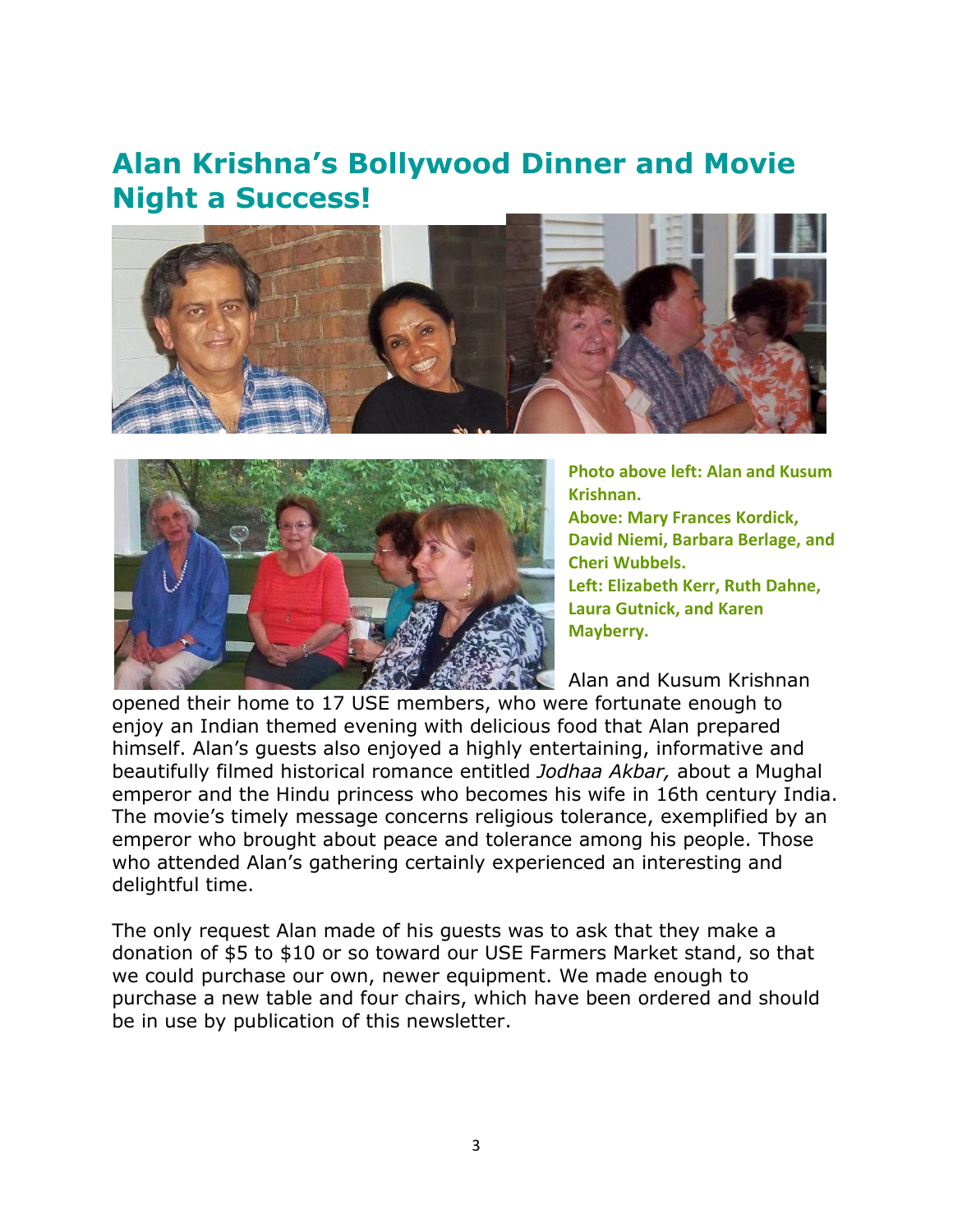# Alan Krishna's Bollywood Dinner and Movie Night a Success!

**Photo above left: Alan and Kusum Krishnan.**
**Above: Mary Frances Kordick, David Niemi, Barbara Berlage, and Cheri Wubbels.**
**Left: Elizabeth Kerr, Ruth Dahne, Laura Gutnick, and Karen Mayberry.**

Alan and Kusum Krishnan opened their home to 17 USE members, who were fortunate enough to enjoy an Indian themed evening with delicious food that Alan prepared himself. Alan's guests also enjoyed a highly entertaining, informative and beautifully filmed historical romance entitled *Jodhaa Akbar,* about a Mughal emperor and the Hindu princess who becomes his wife in 16th century India. The movie's timely message concerns religious tolerance, exemplified by an emperor who brought about peace and tolerance among his people. Those who attended Alan's gathering certainly experienced an interesting and delightful time.

The only request Alan made of his guests was to ask that they make a donation of $5 to $10 or so toward our USE Farmers Market stand, so that we could purchase our own, newer equipment. We made enough to purchase a new table and four chairs, which have been ordered and should be in use by publication of this newsletter.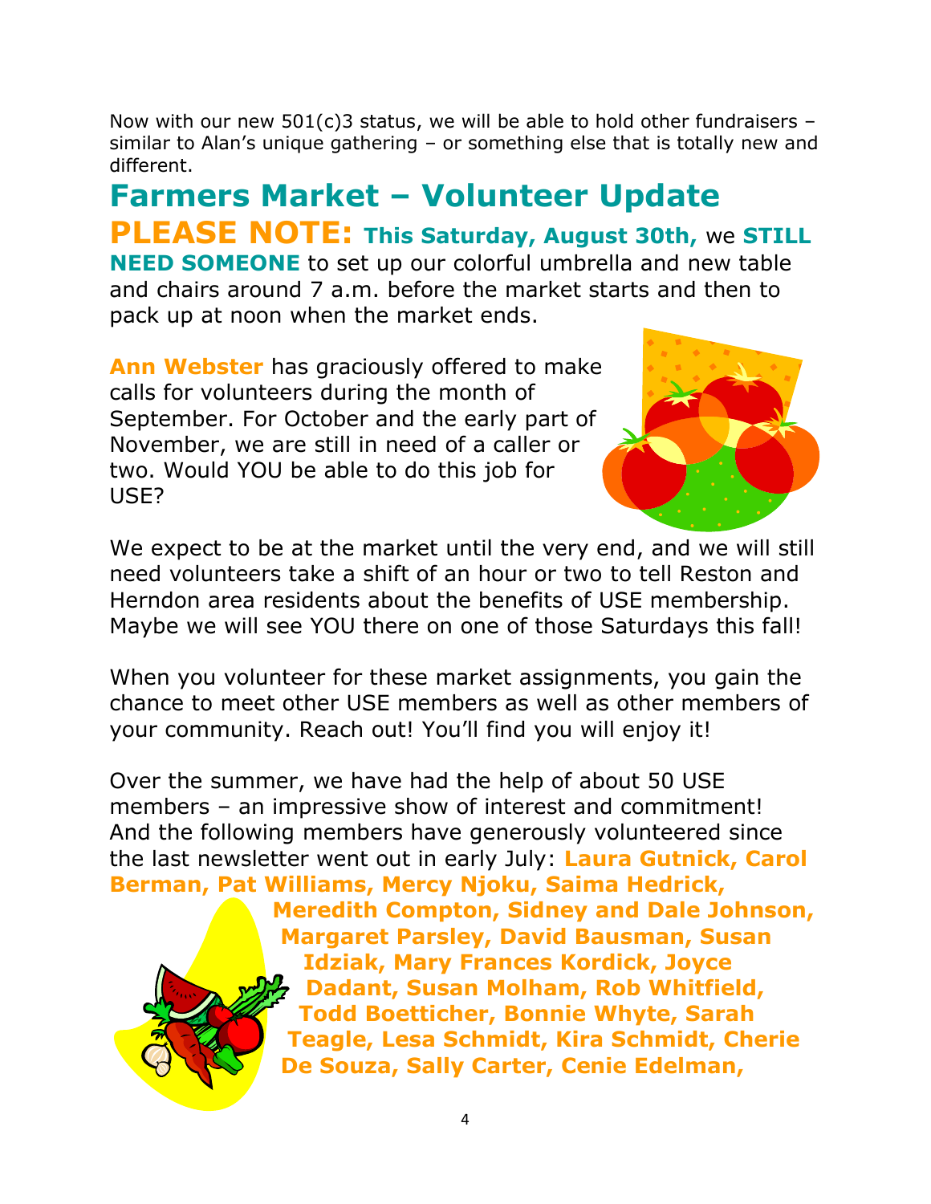Now with our new 501(c)3 status, we will be able to hold other fundraisers – similar to Alan's unique gathering – or something else that is totally new and different.

## Farmers Market – Volunteer Update

**PLEASE NOTE:** **This Saturday, August 30th,** we **STILL NEED SOMEONE** to set up our colorful umbrella and new table and chairs around 7 a.m. before the market starts and then to pack up at noon when the market ends.

**Ann Webster** has graciously offered to make calls for volunteers during the month of September. For October and the early part of November, we are still in need of a caller or two. Would YOU be able to do this job for USE?

We expect to be at the market until the very end, and we will still need volunteers take a shift of an hour or two to tell Reston and Herndon area residents about the benefits of USE membership. Maybe we will see YOU there on one of those Saturdays this fall!

When you volunteer for these market assignments, you gain the chance to meet other USE members as well as other members of your community. Reach out! You'll find you will enjoy it!

Over the summer, we have had the help of about 50 USE members – an impressive show of interest and commitment! And the following members have generously volunteered since the last newsletter went out in early July: **Laura Gutnick, Carol Berman, Pat Williams, Mercy Njoku, Saima Hedrick, Meredith Compton, Sidney and Dale Johnson, Margaret Parsley, David Bausman, Susan Idziak, Mary Frances Kordick, Joyce Dadant, Susan Molham, Rob Whitfield, Todd Boetticher, Bonnie Whyte, Sarah Teagle, Lesa Schmidt, Kira Schmidt, Cherie De Souza, Sally Carter, Cenie Edelman,**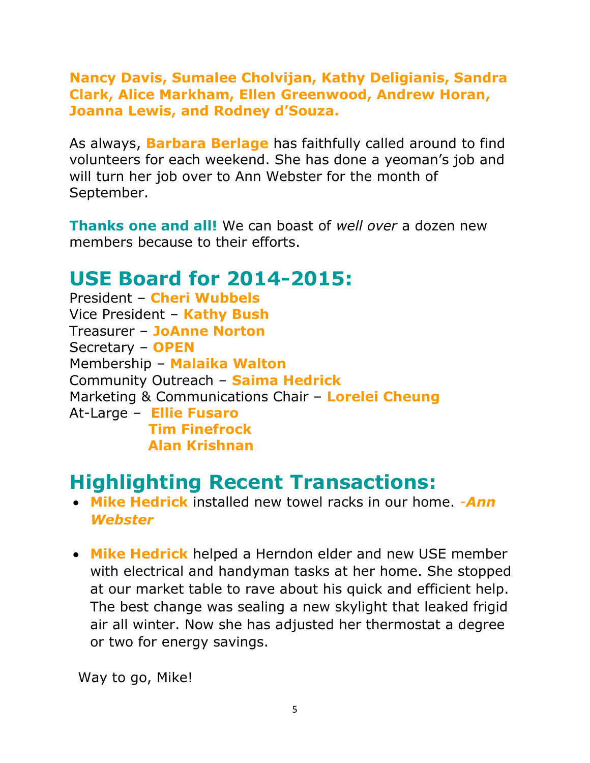**Nancy Davis, Sumalee Cholvijan, Kathy Deligianis, Sandra Clark, Alice Markham, Ellen Greenwood, Andrew Horan, Joanna Lewis, and Rodney d'Souza.**

As always, **Barbara Berlage** has faithfully called around to find volunteers for each weekend. She has done a yeoman's job and will turn her job over to Ann Webster for the month of September.

**Thanks one and all!** We can boast of *well over* a dozen new members because to their efforts.

## USE Board for 2014-2015:

President – **Cheri Wubbels**
Vice President – **Kathy Bush**
Treasurer – **JoAnne Norton**
Secretary – **OPEN**
Membership – **Malaika Walton**
Community Outreach – **Saima Hedrick**
Marketing & Communications Chair – **Lorelei Cheung**
At-Large – **Ellie Fusaro**
**Tim Finefrock**
**Alan Krishnan**

## Highlighting Recent Transactions:

- **Mike Hedrick** installed new towel racks in our home. ***-Ann Webster***

- **Mike Hedrick** helped a Herndon elder and new USE member with electrical and handyman tasks at her home. She stopped at our market table to rave about his quick and efficient help. The best change was sealing a new skylight that leaked frigid air all winter. Now she has adjusted her thermostat a degree or two for energy savings.

Way to go, Mike!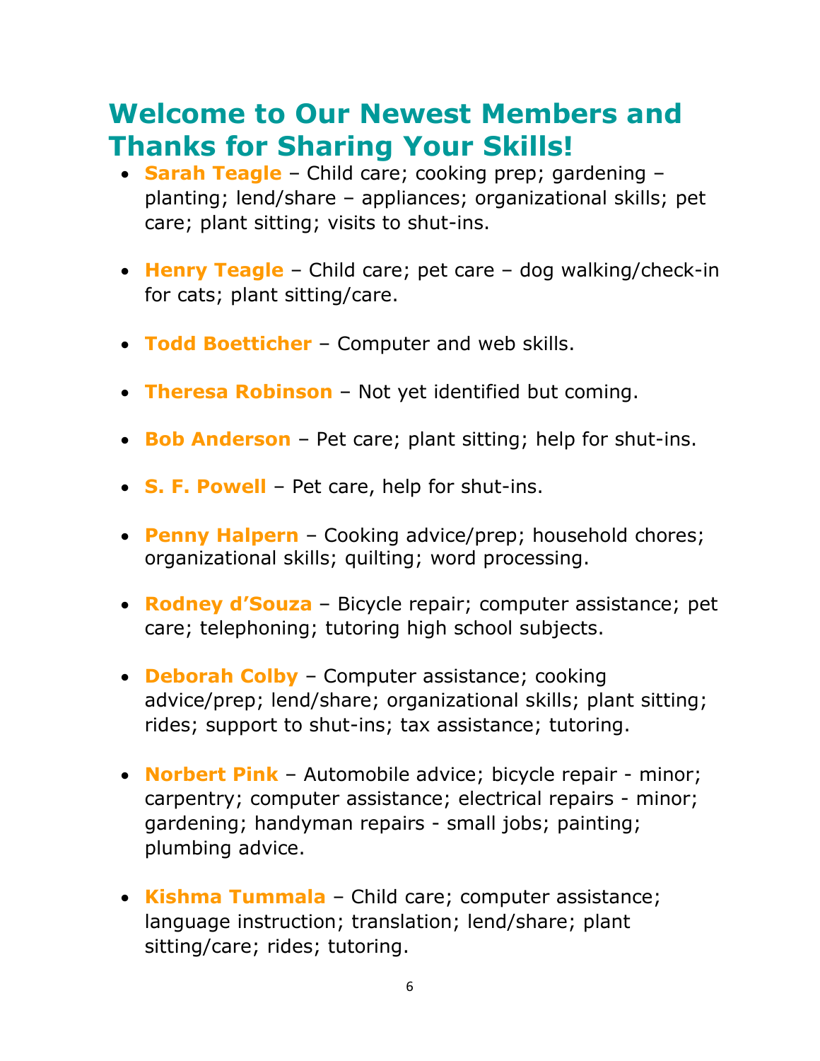# Welcome to Our Newest Members and Thanks for Sharing Your Skills!

- **Sarah Teagle** – Child care; cooking prep; gardening – planting; lend/share – appliances; organizational skills; pet care; plant sitting; visits to shut-ins.
- **Henry Teagle** – Child care; pet care – dog walking/check-in for cats; plant sitting/care.
- **Todd Boetticher** – Computer and web skills.
- **Theresa Robinson** – Not yet identified but coming.
- **Bob Anderson** – Pet care; plant sitting; help for shut-ins.
- **S. F. Powell** – Pet care, help for shut-ins.
- **Penny Halpern** – Cooking advice/prep; household chores; organizational skills; quilting; word processing.
- **Rodney d'Souza** – Bicycle repair; computer assistance; pet care; telephoning; tutoring high school subjects.
- **Deborah Colby** – Computer assistance; cooking advice/prep; lend/share; organizational skills; plant sitting; rides; support to shut-ins; tax assistance; tutoring.
- **Norbert Pink** – Automobile advice; bicycle repair - minor; carpentry; computer assistance; electrical repairs - minor; gardening; handyman repairs - small jobs; painting; plumbing advice.
- **Kishma Tummala** – Child care; computer assistance; language instruction; translation; lend/share; plant sitting/care; rides; tutoring.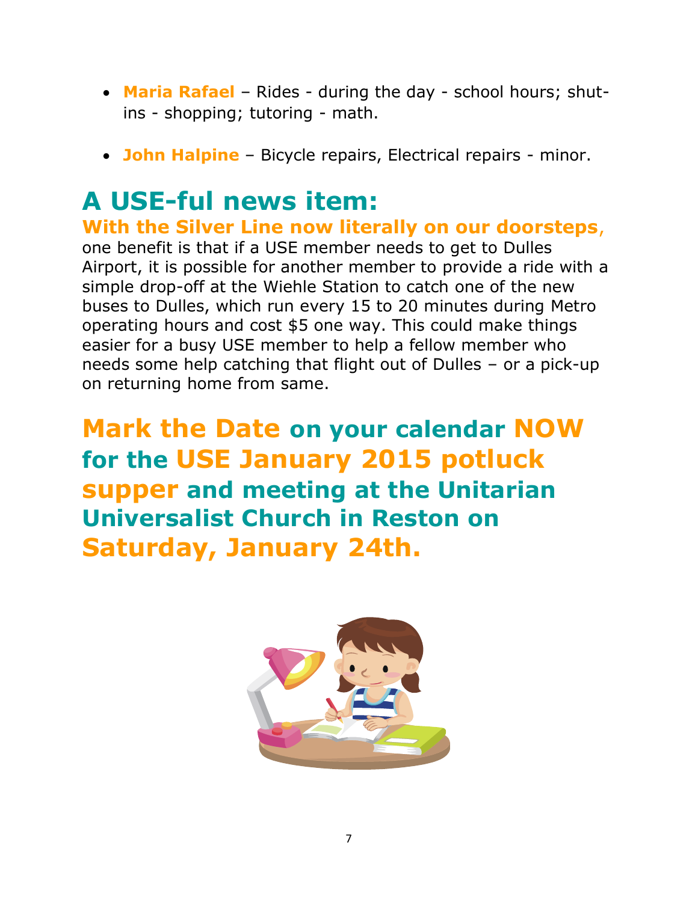- **Maria Rafael** – Rides - during the day - school hours; shut-ins - shopping; tutoring - math.

- **John Halpine** – Bicycle repairs, Electrical repairs - minor.

# A USE-ful news item:

**With the Silver Line now literally on our doorsteps**, one benefit is that if a USE member needs to get to Dulles Airport, it is possible for another member to provide a ride with a simple drop-off at the Wiehle Station to catch one of the new buses to Dulles, which run every 15 to 20 minutes during Metro operating hours and cost $5 one way. This could make things easier for a busy USE member to help a fellow member who needs some help catching that flight out of Dulles – or a pick-up on returning home from same.

## Mark the Date on your calendar NOW for the USE January 2015 potluck supper and meeting at the Unitarian Universalist Church in Reston on Saturday, January 24th.